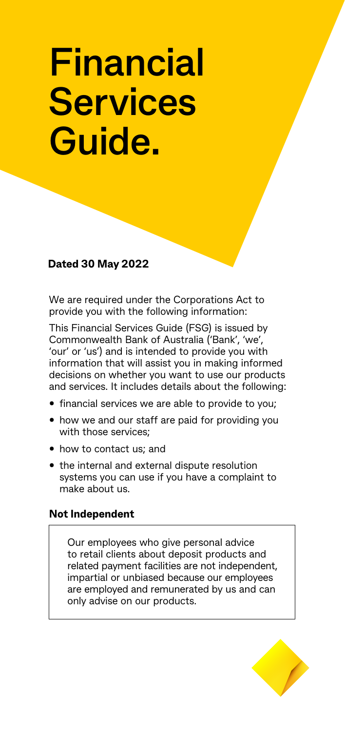# Financial Services Guide.

**Dated 30 May 2022**

We are required under the Corporations Act to provide you with the following information:

This Financial Services Guide (FSG) is issued by Commonwealth Bank of Australia ('Bank', 'we', 'our' or 'us') and is intended to provide you with information that will assist you in making informed decisions on whether you want to use our products and services. It includes details about the following:

- financial services we are able to provide to you;
- how we and our staff are paid for providing you with those services;
- how to contact us; and
- the internal and external dispute resolution systems you can use if you have a complaint to make about us.

## Not Independent

> Our employees who give personal advice to retail clients about deposit products and related payment facilities are not independent, impartial or unbiased because our employees are employed and remunerated by us and can only advise on our products.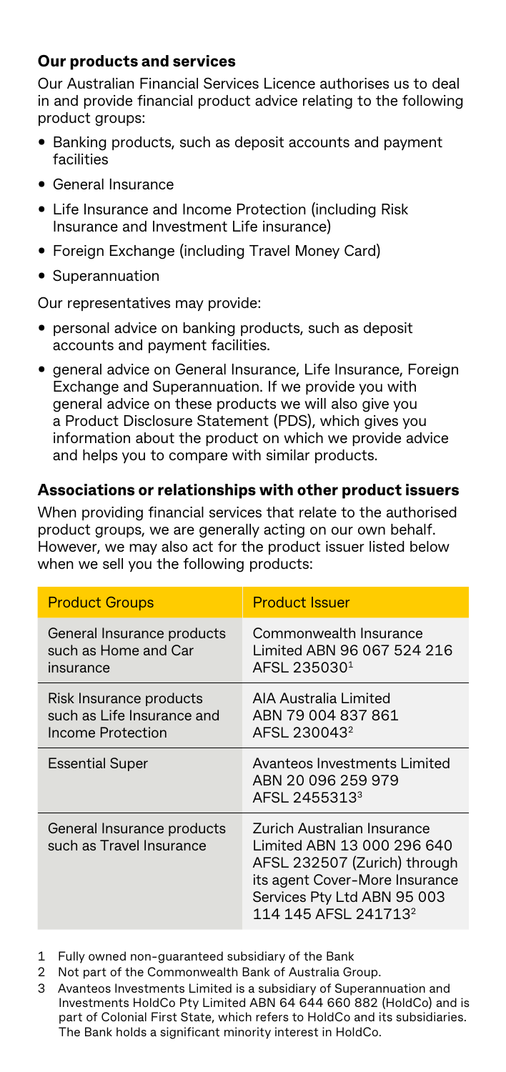## Our products and services

Our Australian Financial Services Licence authorises us to deal in and provide financial product advice relating to the following product groups:

- Banking products, such as deposit accounts and payment facilities
- General Insurance
- Life Insurance and Income Protection (including Risk Insurance and Investment Life insurance)
- Foreign Exchange (including Travel Money Card)
- Superannuation

Our representatives may provide:

- personal advice on banking products, such as deposit accounts and payment facilities.
- general advice on General Insurance, Life Insurance, Foreign Exchange and Superannuation. If we provide you with general advice on these products we will also give you a Product Disclosure Statement (PDS), which gives you information about the product on which we provide advice and helps you to compare with similar products.

## Associations or relationships with other product issuers

When providing financial services that relate to the authorised product groups, we are generally acting on our own behalf. However, we may also act for the product issuer listed below when we sell you the following products:

| Product Groups | Product Issuer |
| --- | --- |
| General Insurance products such as Home and Car insurance | Commonwealth Insurance Limited ABN 96 067 524 216 AFSL 235030[1] |
| Risk Insurance products such as Life Insurance and Income Protection | AIA Australia Limited ABN 79 004 837 861 AFSL 230043[2] |
| Essential Super | Avanteos Investments Limited ABN 20 096 259 979 AFSL 2455313[3] |
| General Insurance products such as Travel Insurance | Zurich Australian Insurance Limited ABN 13 000 296 640 AFSL 232507 (Zurich) through its agent Cover-More Insurance Services Pty Ltd ABN 95 003 114 145 AFSL 241713[2] |

1 Fully owned non-guaranteed subsidiary of the Bank

2 Not part of the Commonwealth Bank of Australia Group.

3 Avanteos Investments Limited is a subsidiary of Superannuation and Investments HoldCo Pty Limited ABN 64 644 660 882 (HoldCo) and is part of Colonial First State, which refers to HoldCo and its subsidiaries. The Bank holds a significant minority interest in HoldCo.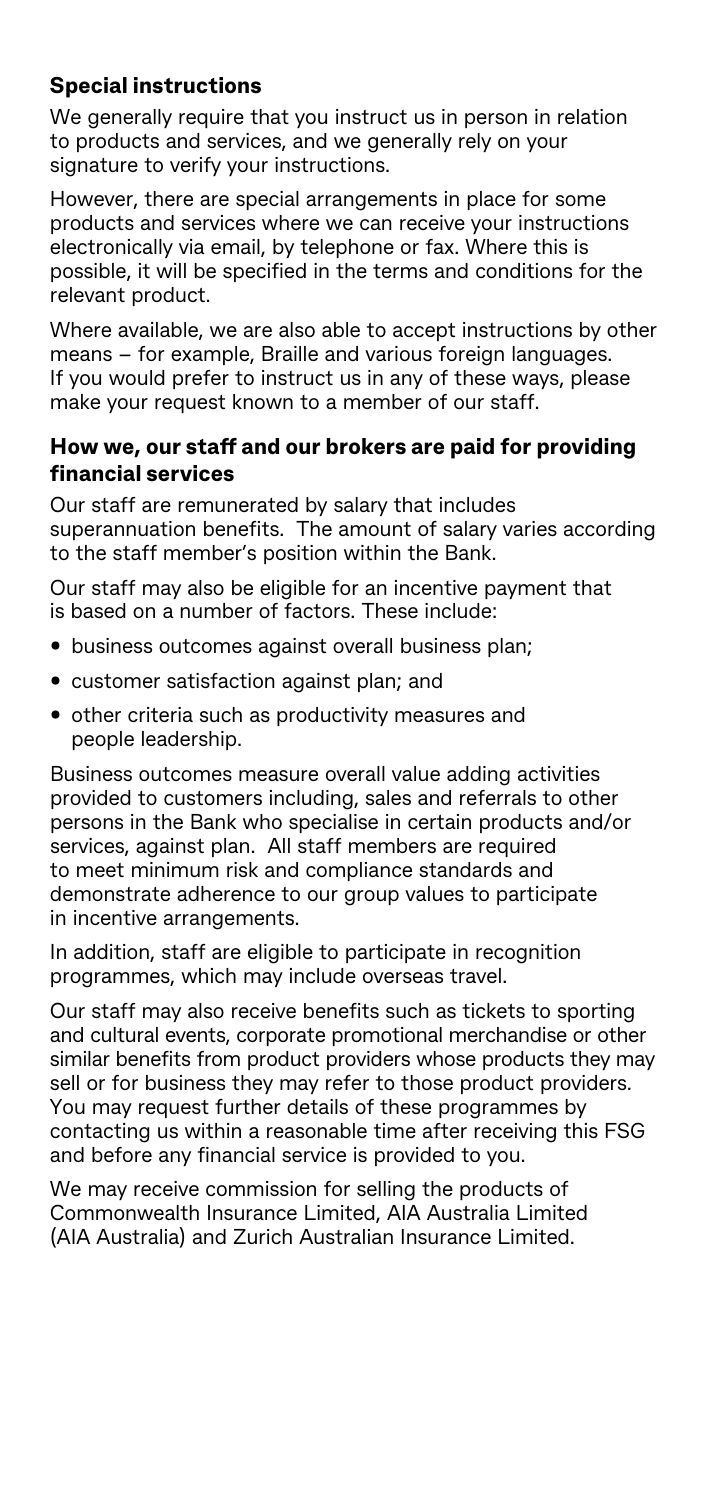### Special instructions

We generally require that you instruct us in person in relation to products and services, and we generally rely on your signature to verify your instructions.

However, there are special arrangements in place for some products and services where we can receive your instructions electronically via email, by telephone or fax. Where this is possible, it will be specified in the terms and conditions for the relevant product.

Where available, we are also able to accept instructions by other means – for example, Braille and various foreign languages. If you would prefer to instruct us in any of these ways, please make your request known to a member of our staff.

### How we, our staff and our brokers are paid for providing financial services

Our staff are remunerated by salary that includes superannuation benefits. The amount of salary varies according to the staff member's position within the Bank.

Our staff may also be eligible for an incentive payment that is based on a number of factors. These include:

- business outcomes against overall business plan;
- customer satisfaction against plan; and
- other criteria such as productivity measures and people leadership.

Business outcomes measure overall value adding activities provided to customers including, sales and referrals to other persons in the Bank who specialise in certain products and/or services, against plan. All staff members are required to meet minimum risk and compliance standards and demonstrate adherence to our group values to participate in incentive arrangements.

In addition, staff are eligible to participate in recognition programmes, which may include overseas travel.

Our staff may also receive benefits such as tickets to sporting and cultural events, corporate promotional merchandise or other similar benefits from product providers whose products they may sell or for business they may refer to those product providers. You may request further details of these programmes by contacting us within a reasonable time after receiving this FSG and before any financial service is provided to you.

We may receive commission for selling the products of Commonwealth Insurance Limited, AIA Australia Limited (AIA Australia) and Zurich Australian Insurance Limited.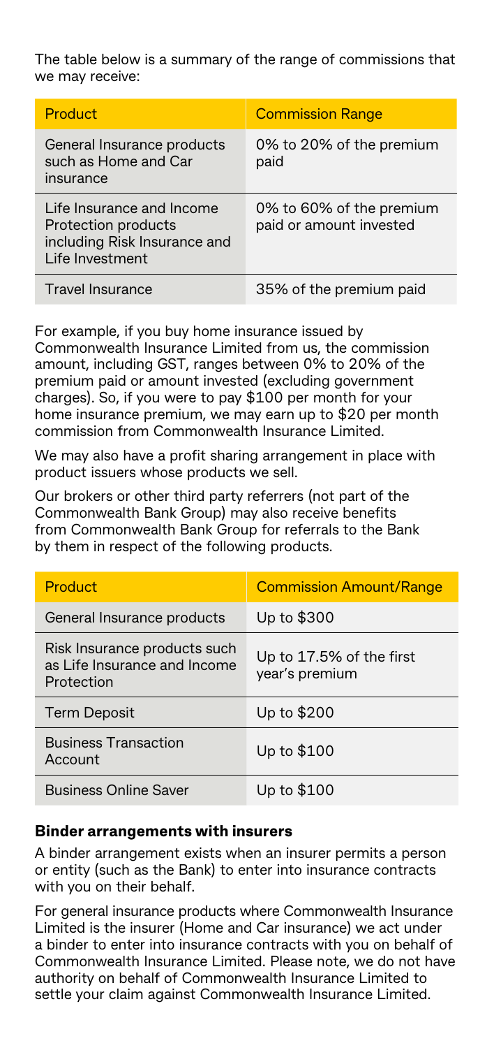The table below is a summary of the range of commissions that we may receive:

| Product | Commission Range |
| --- | --- |
| General Insurance products such as Home and Car insurance | 0% to 20% of the premium paid |
| Life Insurance and Income Protection products including Risk Insurance and Life Investment | 0% to 60% of the premium paid or amount invested |
| Travel Insurance | 35% of the premium paid |

For example, if you buy home insurance issued by Commonwealth Insurance Limited from us, the commission amount, including GST, ranges between 0% to 20% of the premium paid or amount invested (excluding government charges). So, if you were to pay $100 per month for your home insurance premium, we may earn up to $20 per month commission from Commonwealth Insurance Limited.

We may also have a profit sharing arrangement in place with product issuers whose products we sell.

Our brokers or other third party referrers (not part of the Commonwealth Bank Group) may also receive benefits from Commonwealth Bank Group for referrals to the Bank by them in respect of the following products.

| Product | Commission Amount/Range |
| --- | --- |
| General Insurance products | Up to $300 |
| Risk Insurance products such as Life Insurance and Income Protection | Up to 17.5% of the first year's premium |
| Term Deposit | Up to $200 |
| Business Transaction Account | Up to $100 |
| Business Online Saver | Up to $100 |

### Binder arrangements with insurers

A binder arrangement exists when an insurer permits a person or entity (such as the Bank) to enter into insurance contracts with you on their behalf.

For general insurance products where Commonwealth Insurance Limited is the insurer (Home and Car insurance) we act under a binder to enter into insurance contracts with you on behalf of Commonwealth Insurance Limited. Please note, we do not have authority on behalf of Commonwealth Insurance Limited to settle your claim against Commonwealth Insurance Limited.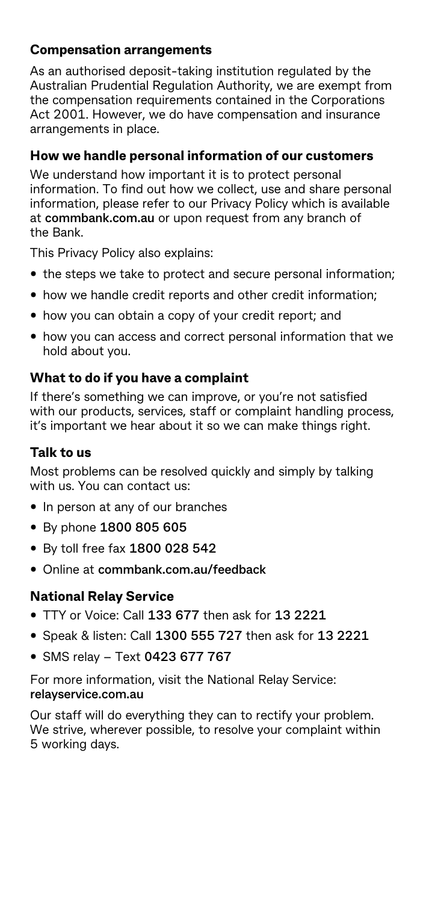### Compensation arrangements

As an authorised deposit-taking institution regulated by the Australian Prudential Regulation Authority, we are exempt from the compensation requirements contained in the Corporations Act 2001. However, we do have compensation and insurance arrangements in place.

### How we handle personal information of our customers

We understand how important it is to protect personal information. To find out how we collect, use and share personal information, please refer to our Privacy Policy which is available at **commbank.com.au** or upon request from any branch of the Bank.

This Privacy Policy also explains:

- the steps we take to protect and secure personal information;
- how we handle credit reports and other credit information;
- how you can obtain a copy of your credit report; and
- how you can access and correct personal information that we hold about you.

### What to do if you have a complaint

If there's something we can improve, or you're not satisfied with our products, services, staff or complaint handling process, it's important we hear about it so we can make things right.

### Talk to us

Most problems can be resolved quickly and simply by talking with us. You can contact us:

- In person at any of our branches
- By phone **1800 805 605**
- By toll free fax **1800 028 542**
- Online at **commbank.com.au/feedback**

### National Relay Service

- TTY or Voice: Call **133 677** then ask for **13 2221**
- Speak & listen: Call **1300 555 727** then ask for **13 2221**
- SMS relay – Text **0423 677 767**

For more information, visit the National Relay Service: **relayservice.com.au**

Our staff will do everything they can to rectify your problem. We strive, wherever possible, to resolve your complaint within 5 working days.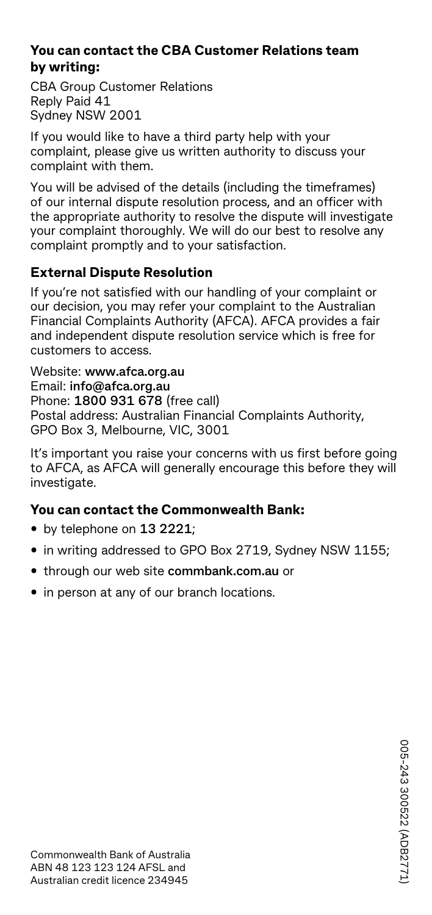### You can contact the CBA Customer Relations team by writing:

CBA Group Customer Relations
Reply Paid 41
Sydney NSW 2001

If you would like to have a third party help with your complaint, please give us written authority to discuss your complaint with them.

You will be advised of the details (including the timeframes) of our internal dispute resolution process, and an officer with the appropriate authority to resolve the dispute will investigate your complaint thoroughly. We will do our best to resolve any complaint promptly and to your satisfaction.

### External Dispute Resolution

If you're not satisfied with our handling of your complaint or our decision, you may refer your complaint to the Australian Financial Complaints Authority (AFCA). AFCA provides a fair and independent dispute resolution service which is free for customers to access.

Website: **www.afca.org.au**
Email: **info@afca.org.au**
Phone: **1800 931 678** (free call)
Postal address: Australian Financial Complaints Authority, GPO Box 3, Melbourne, VIC, 3001

It's important you raise your concerns with us first before going to AFCA, as AFCA will generally encourage this before they will investigate.

### You can contact the Commonwealth Bank:

- by telephone on **13 2221**;
- in writing addressed to GPO Box 2719, Sydney NSW 1155;
- through our web site **commbank.com.au** or
- in person at any of our branch locations.

Commonwealth Bank of Australia
ABN 48 123 123 124 AFSL and
Australian credit licence 234945

005-243 300522 (ADB2771)